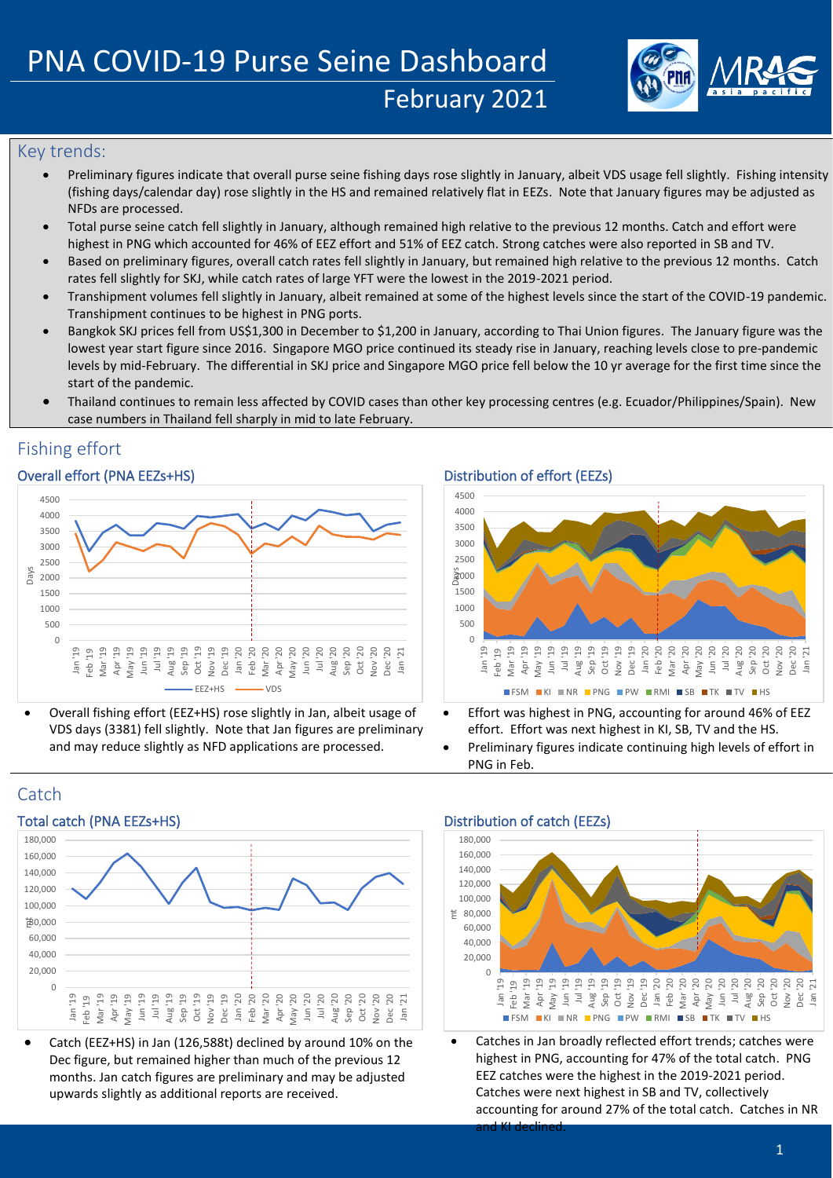# PNA COVID-19 Purse Seine Dashboard

## February 2021

## Key trends:

- Preliminary figures indicate that overall purse seine fishing days rose slightly in January, albeit VDS usage fell slightly. Fishing intensity (fishing days/calendar day) rose slightly in the HS and remained relatively flat in EEZs. Note that January figures may be adjusted as NFDs are processed.
- Total purse seine catch fell slightly in January, although remained high relative to the previous 12 months. Catch and effort were highest in PNG which accounted for 46% of EEZ effort and 51% of EEZ catch. Strong catches were also reported in SB and TV.
- Based on preliminary figures, overall catch rates fell slightly in January, but remained high relative to the previous 12 months. Catch rates fell slightly for SKJ, while catch rates of large YFT were the lowest in the 2019-2021 period.
- Transhipment volumes fell slightly in January, albeit remained at some of the highest levels since the start of the COVID-19 pandemic. Transhipment continues to be highest in PNG ports.
- Bangkok SKJ prices fell from US$1,300 in December to $1,200 in January, according to Thai Union figures. The January figure was the lowest year start figure since 2016. Singapore MGO price continued its steady rise in January, reaching levels close to pre-pandemic levels by mid-February. The differential in SKJ price and Singapore MGO price fell below the 10 yr average for the first time since the start of the pandemic.
- Thailand continues to remain less affected by COVID cases than other key processing centres (e.g. Ecuador/Philippines/Spain). New case numbers in Thailand fell sharply in mid to late February.

## Fishing effort

### Overall effort (PNA EEZs+HS)

- Overall fishing effort (EEZ+HS) rose slightly in Jan, albeit usage of VDS days (3381) fell slightly. Note that Jan figures are preliminary and may reduce slightly as NFD applications are processed.

### Distribution of effort (EEZs)

- Effort was highest in PNG, accounting for around 46% of EEZ effort. Effort was next highest in KI, SB, TV and the HS.
- Preliminary figures indicate continuing high levels of effort in PNG in Feb.

## Catch

### Total catch (PNA EEZs+HS)

- Catch (EEZ+HS) in Jan (126,588t) declined by around 10% on the Dec figure, but remained higher than much of the previous 12 months. Jan catch figures are preliminary and may be adjusted upwards slightly as additional reports are received.

### Distribution of catch (EEZs)

- Catches in Jan broadly reflected effort trends; catches were highest in PNG, accounting for 47% of the total catch. PNG EEZ catches were the highest in the 2019-2021 period. Catches were next highest in SB and TV, collectively accounting for around 27% of the total catch. Catches in NR and KI declined.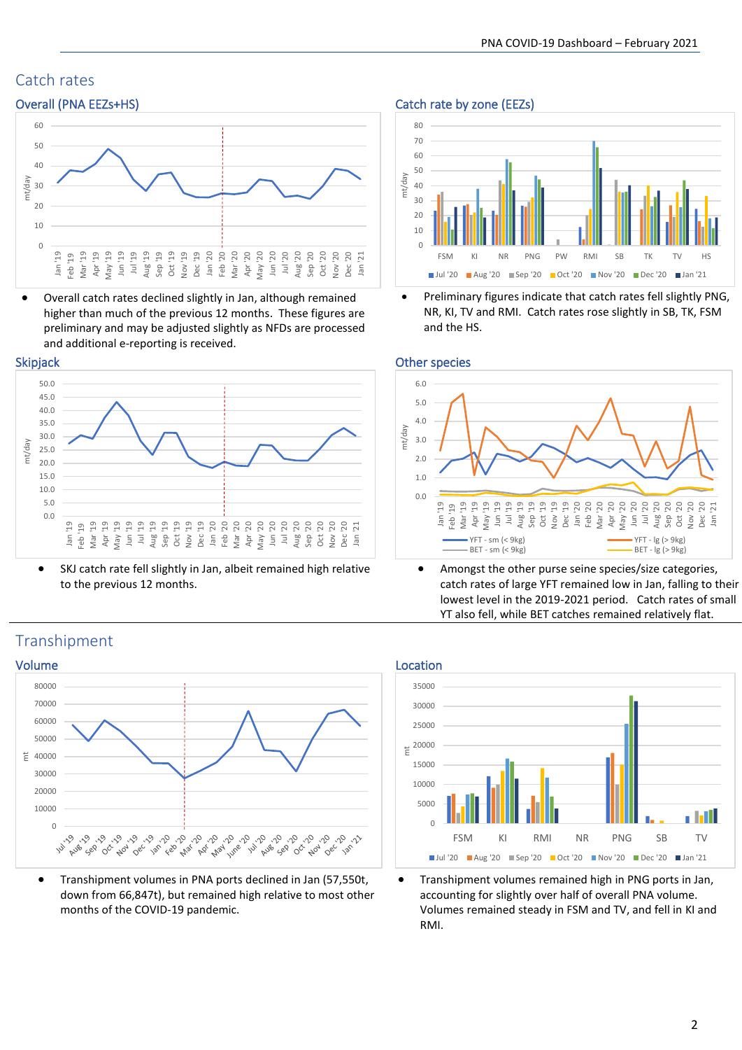# Catch rates

## Overall (PNA EEZs+HS)

- Overall catch rates declined slightly in Jan, although remained higher than much of the previous 12 months. These figures are preliminary and may be adjusted slightly as NFDs are processed and additional e-reporting is received.

## Catch rate by zone (EEZs)

- Preliminary figures indicate that catch rates fell slightly PNG, NR, KI, TV and RMI. Catch rates rose slightly in SB, TK, FSM and the HS.

## Skipjack

- SKJ catch rate fell slightly in Jan, albeit remained high relative to the previous 12 months.

## Other species

- Amongst the other purse seine species/size categories, catch rates of large YFT remained low in Jan, falling to their lowest level in the 2019-2021 period. Catch rates of small YT also fell, while BET catches remained relatively flat.

# Transhipment

## Volume

- Transhipment volumes in PNA ports declined in Jan (57,550t, down from 66,847t), but remained high relative to most other months of the COVID-19 pandemic.

## Location

- Transhipment volumes remained high in PNG ports in Jan, accounting for slightly over half of overall PNA volume. Volumes remained steady in FSM and TV, and fell in KI and RMI.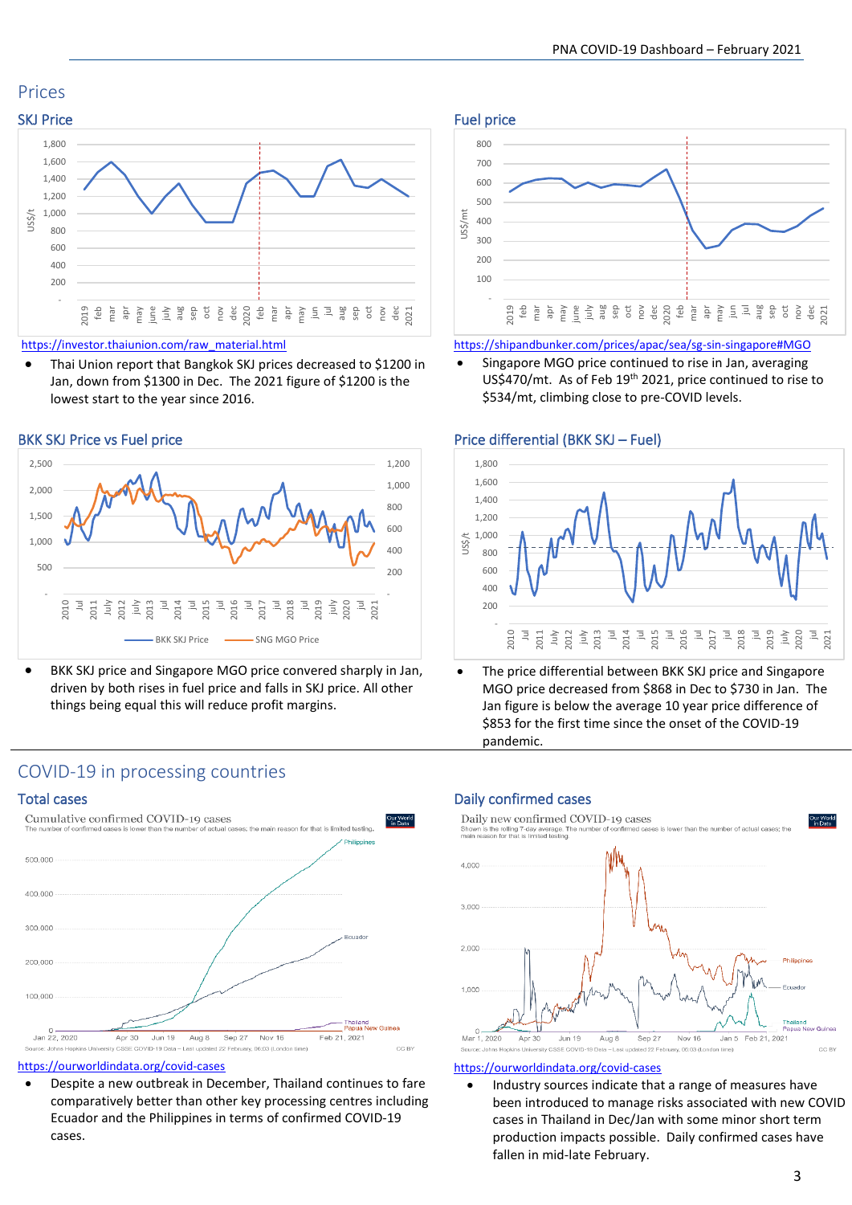# Prices

## SKJ Price

https://investor.thaiunion.com/raw_material.html

- Thai Union report that Bangkok SKJ prices decreased to $1200 in Jan, down from $1300 in Dec. The 2021 figure of $1200 is the lowest start to the year since 2016.

## Fuel price

https://shipandbunker.com/prices/apac/sea/sg-sin-singapore#MGO

- Singapore MGO price continued to rise in Jan, averaging US$470/mt. As of Feb 19th 2021, price continued to rise to $534/mt, climbing close to pre-COVID levels.

## BKK SKJ Price vs Fuel price

- BKK SKJ price and Singapore MGO price converged sharply in Jan, driven by both rises in fuel price and falls in SKJ price. All other things being equal this will reduce profit margins.

## Price differential (BKK SKJ – Fuel)

- The price differential between BKK SKJ price and Singapore MGO price decreased from $868 in Dec to $730 in Jan. The Jan figure is below the average 10 year price difference of $853 for the first time since the onset of the COVID-19 pandemic.

# COVID-19 in processing countries

## Total cases

https://ourworldindata.org/covid-cases

- Despite a new outbreak in December, Thailand continues to fare comparatively better than other key processing centres including Ecuador and the Philippines in terms of confirmed COVID-19 cases.

## Daily confirmed cases

https://ourworldindata.org/covid-cases

- Industry sources indicate that a range of measures have been introduced to manage risks associated with new COVID cases in Thailand in Dec/Jan with some minor short term production impacts possible. Daily confirmed cases have fallen in mid-late February.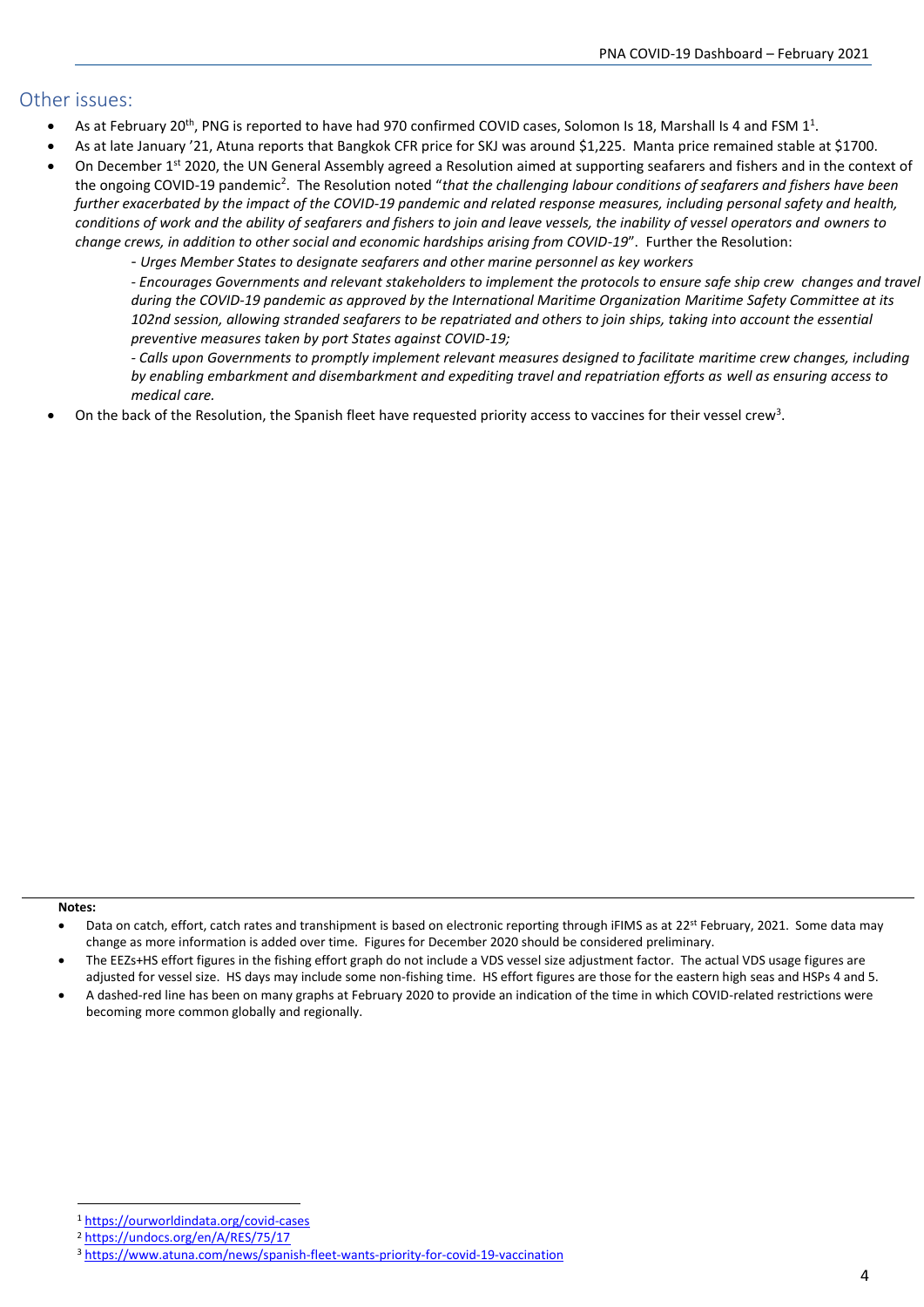## Other issues:

- As at February 20th, PNG is reported to have had 970 confirmed COVID cases, Solomon Is 18, Marshall Is 4 and FSM 1[1].
- As at late January '21, Atuna reports that Bangkok CFR price for SKJ was around $1,225. Manta price remained stable at $1700.
- On December 1st 2020, the UN General Assembly agreed a Resolution aimed at supporting seafarers and fishers and in the context of the ongoing COVID-19 pandemic[2]. The Resolution noted "*that the challenging labour conditions of seafarers and fishers have been further exacerbated by the impact of the COVID-19 pandemic and related response measures, including personal safety and health, conditions of work and the ability of seafarers and fishers to join and leave vessels, the inability of vessel operators and owners to change crews, in addition to other social and economic hardships arising from COVID-19*". Further the Resolution:

  *- Urges Member States to designate seafarers and other marine personnel as key workers*

  *- Encourages Governments and relevant stakeholders to implement the protocols to ensure safe ship crew changes and travel during the COVID-19 pandemic as approved by the International Maritime Organization Maritime Safety Committee at its 102nd session, allowing stranded seafarers to be repatriated and others to join ships, taking into account the essential preventive measures taken by port States against COVID-19;*

  *- Calls upon Governments to promptly implement relevant measures designed to facilitate maritime crew changes, including by enabling embarkment and disembarkment and expediting travel and repatriation efforts as well as ensuring access to medical care.*

- On the back of the Resolution, the Spanish fleet have requested priority access to vaccines for their vessel crew[3].

**Notes:**

- Data on catch, effort, catch rates and transhipment is based on electronic reporting through iFIMS as at 22st February, 2021. Some data may change as more information is added over time. Figures for December 2020 should be considered preliminary.
- The EEZs+HS effort figures in the fishing effort graph do not include a VDS vessel size adjustment factor. The actual VDS usage figures are adjusted for vessel size. HS days may include some non-fishing time. HS effort figures are those for the eastern high seas and HSPs 4 and 5.
- A dashed-red line has been on many graphs at February 2020 to provide an indication of the time in which COVID-related restrictions were becoming more common globally and regionally.

[1] https://ourworldindata.org/covid-cases

[2] https://undocs.org/en/A/RES/75/17

[3] https://www.atuna.com/news/spanish-fleet-wants-priority-for-covid-19-vaccination